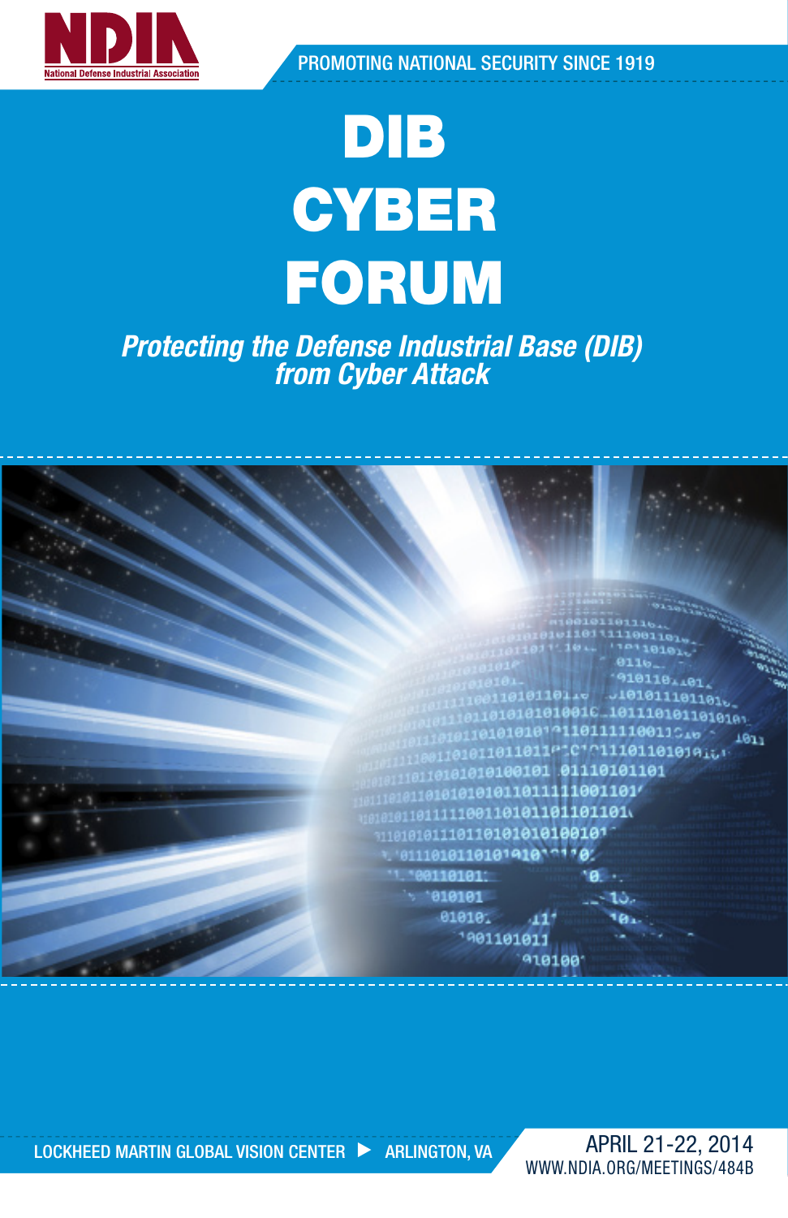NDIA

National Defense Industrial Association

PROMOTING NATIONAL SECURITY SINCE 1919

# DIB CYBER FORUM

*Protecting the Defense Industrial Base (DIB) from Cyber Attack*

LOCKHEED MARTIN GLOBAL VISION CENTER ▶ ARLINGTON, VA

APRIL 21-22, 2014

WWW.NDIA.ORG/MEETINGS/484B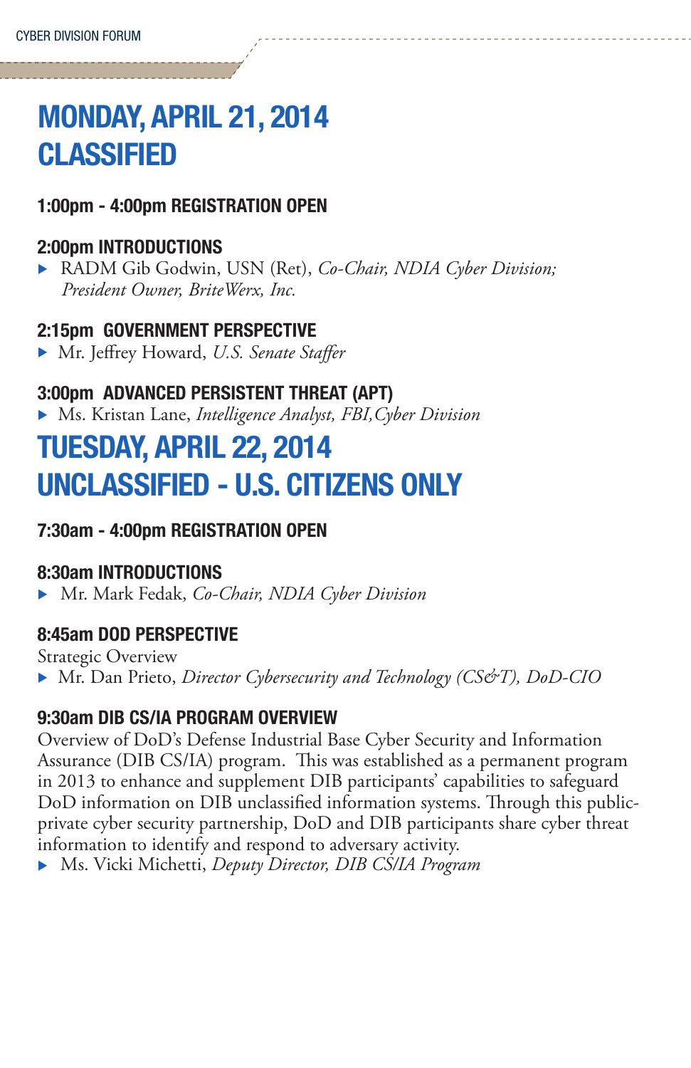# MONDAY, APRIL 21, 2014
# CLASSIFIED

### 1:00pm - 4:00pm REGISTRATION OPEN

### 2:00pm INTRODUCTIONS

- RADM Gib Godwin, USN (Ret), *Co-Chair, NDIA Cyber Division; President Owner, BriteWerx, Inc.*

### 2:15pm GOVERNMENT PERSPECTIVE

- Mr. Jeffrey Howard, *U.S. Senate Staffer*

### 3:00pm ADVANCED PERSISTENT THREAT (APT)

- Ms. Kristan Lane, *Intelligence Analyst, FBI, Cyber Division*

# TUESDAY, APRIL 22, 2014
# UNCLASSIFIED - U.S. CITIZENS ONLY

### 7:30am - 4:00pm REGISTRATION OPEN

### 8:30am INTRODUCTIONS

- Mr. Mark Fedak, *Co-Chair, NDIA Cyber Division*

### 8:45am DOD PERSPECTIVE

Strategic Overview

- Mr. Dan Prieto, *Director Cybersecurity and Technology (CS&T), DoD-CIO*

### 9:30am DIB CS/IA PROGRAM OVERVIEW

Overview of DoD's Defense Industrial Base Cyber Security and Information Assurance (DIB CS/IA) program. This was established as a permanent program in 2013 to enhance and supplement DIB participants' capabilities to safeguard DoD information on DIB unclassified information systems. Through this public-private cyber security partnership, DoD and DIB participants share cyber threat information to identify and respond to adversary activity.

- Ms. Vicki Michetti, *Deputy Director, DIB CS/IA Program*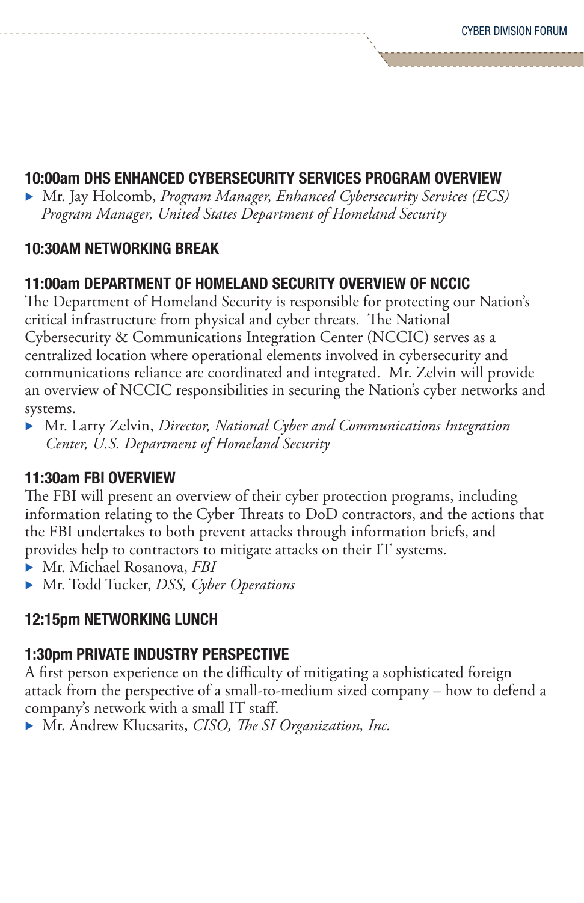## 10:00am DHS ENHANCED CYBERSECURITY SERVICES PROGRAM OVERVIEW

- Mr. Jay Holcomb, *Program Manager, Enhanced Cybersecurity Services (ECS) Program Manager, United States Department of Homeland Security*

## 10:30AM NETWORKING BREAK

## 11:00am DEPARTMENT OF HOMELAND SECURITY OVERVIEW OF NCCIC

The Department of Homeland Security is responsible for protecting our Nation's critical infrastructure from physical and cyber threats. The National Cybersecurity & Communications Integration Center (NCCIC) serves as a centralized location where operational elements involved in cybersecurity and communications reliance are coordinated and integrated. Mr. Zelvin will provide an overview of NCCIC responsibilities in securing the Nation's cyber networks and systems.

- Mr. Larry Zelvin, *Director, National Cyber and Communications Integration Center, U.S. Department of Homeland Security*

## 11:30am FBI OVERVIEW

The FBI will present an overview of their cyber protection programs, including information relating to the Cyber Threats to DoD contractors, and the actions that the FBI undertakes to both prevent attacks through information briefs, and provides help to contractors to mitigate attacks on their IT systems.

- Mr. Michael Rosanova, *FBI*
- Mr. Todd Tucker, *DSS, Cyber Operations*

## 12:15pm NETWORKING LUNCH

## 1:30pm PRIVATE INDUSTRY PERSPECTIVE

A first person experience on the difficulty of mitigating a sophisticated foreign attack from the perspective of a small-to-medium sized company – how to defend a company's network with a small IT staff.

- Mr. Andrew Klucsarits, *CISO, The SI Organization, Inc.*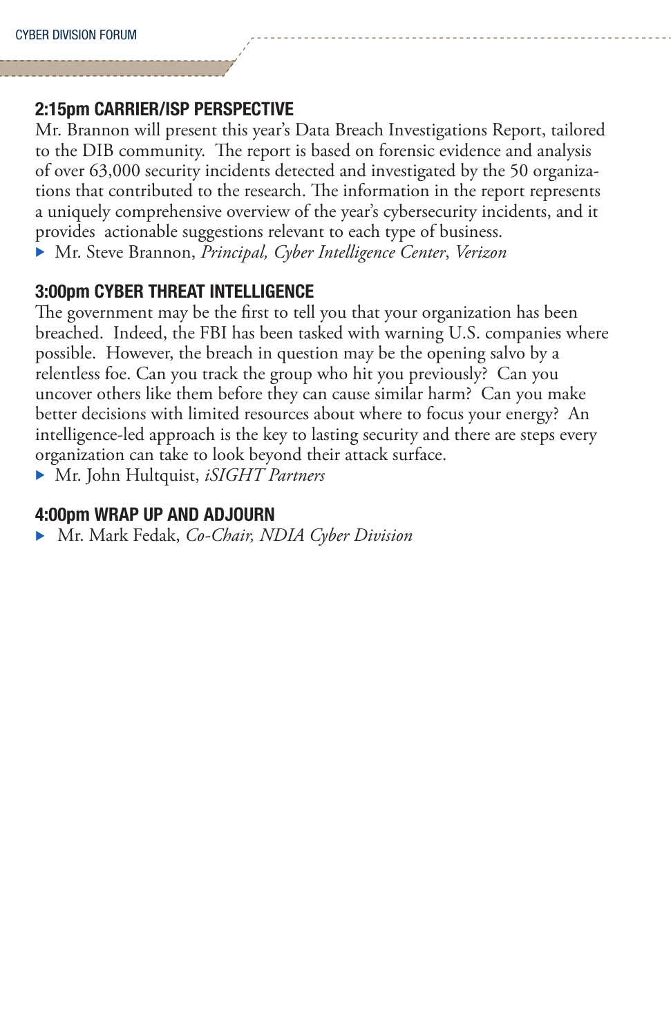### 2:15pm CARRIER/ISP PERSPECTIVE

Mr. Brannon will present this year's Data Breach Investigations Report, tailored to the DIB community. The report is based on forensic evidence and analysis of over 63,000 security incidents detected and investigated by the 50 organizations that contributed to the research. The information in the report represents a uniquely comprehensive overview of the year's cybersecurity incidents, and it provides actionable suggestions relevant to each type of business.

- Mr. Steve Brannon, *Principal, Cyber Intelligence Center*, *Verizon*

### 3:00pm CYBER THREAT INTELLIGENCE

The government may be the first to tell you that your organization has been breached. Indeed, the FBI has been tasked with warning U.S. companies where possible. However, the breach in question may be the opening salvo by a relentless foe. Can you track the group who hit you previously? Can you uncover others like them before they can cause similar harm? Can you make better decisions with limited resources about where to focus your energy? An intelligence-led approach is the key to lasting security and there are steps every organization can take to look beyond their attack surface.

- Mr. John Hultquist, *iSIGHT Partners*

### 4:00pm WRAP UP AND ADJOURN

- Mr. Mark Fedak, *Co-Chair, NDIA Cyber Division*